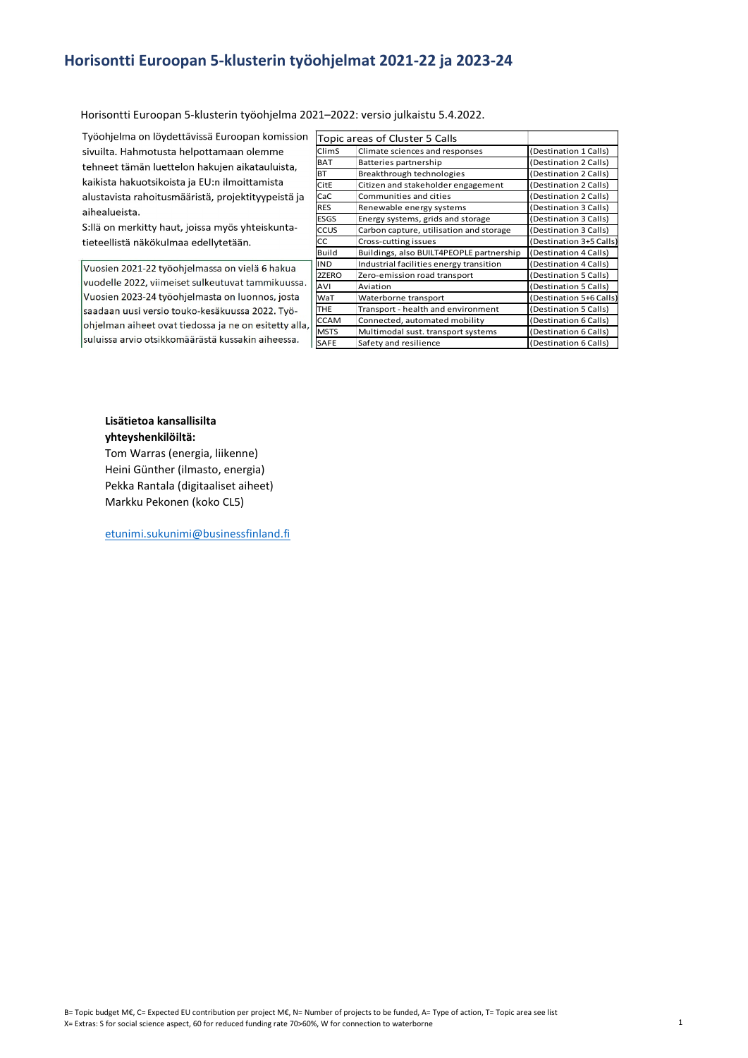# Horisontti Euroopan 5-klusterin työohjelmat 2021-22 ja 2023-24

Horisontti Euroopan 5-klusterin työohjelma 2021–2022: versio julkaistu 5.4.2022.

Työohjelma on löydettävissä Euroopan komission sivuilta. Hahmotusta helpottamaan olemme tehneet tämän luettelon hakujen aikatauluista, kaikista hakuotsikoista ja EU:n ilmoittamista alustavista rahoitusmääristä, projektityypeistä ja aihealueista.
S:llä on merkitty haut, joissa myös yhteiskuntatieteellistä näkökulmaa edellytetään.

Vuosien 2021-22 työohjelmassa on vielä 6 hakua vuodelle 2022, viimeiset sulkeutuvat tammikuussa. Vuosien 2023-24 työohjelmasta on luonnos, josta saadaan uusi versio touko-kesäkuussa 2022. Työohjelman aiheet ovat tiedossa ja ne on esitetty alla, suluissa arvio otsikkomäärästä kussakin aiheessa.

| Topic areas of Cluster 5 Calls | | |
|---|---|---|
| ClimS | Climate sciences and responses | (Destination 1 Calls) |
| BAT | Batteries partnership | (Destination 2 Calls) |
| BT | Breakthrough technologies | (Destination 2 Calls) |
| CitE | Citizen and stakeholder engagement | (Destination 2 Calls) |
| CaC | Communities and cities | (Destination 2 Calls) |
| RES | Renewable energy systems | (Destination 3 Calls) |
| ESGS | Energy systems, grids and storage | (Destination 3 Calls) |
| CCUS | Carbon capture, utilisation and storage | (Destination 3 Calls) |
| CC | Cross-cutting issues | (Destination 3+5 Calls) |
| Build | Buildings, also BUILT4PEOPLE partnership | (Destination 4 Calls) |
| IND | Industrial facilities energy transition | (Destination 4 Calls) |
| 2ZERO | Zero-emission road transport | (Destination 5 Calls) |
| AVI | Aviation | (Destination 5 Calls) |
| WaT | Waterborne transport | (Destination 5+6 Calls) |
| THE | Transport - health and environment | (Destination 5 Calls) |
| CCAM | Connected, automated mobility | (Destination 6 Calls) |
| MSTS | Multimodal sust. transport systems | (Destination 6 Calls) |
| SAFE | Safety and resilience | (Destination 6 Calls) |

**Lisätietoa kansallisilta yhteyshenkilöiltä:**
Tom Warras (energia, liikenne)
Heini Günther (ilmasto, energia)
Pekka Rantala (digitaaliset aiheet)
Markku Pekonen (koko CL5)

etunimi.sukunimi@businessfinland.fi

B= Topic budget M€, C= Expected EU contribution per project M€, N= Number of projects to be funded, A= Type of action, T= Topic area see list
X= Extras: S for social science aspect, 60 for reduced funding rate 70>60%, W for connection to waterborne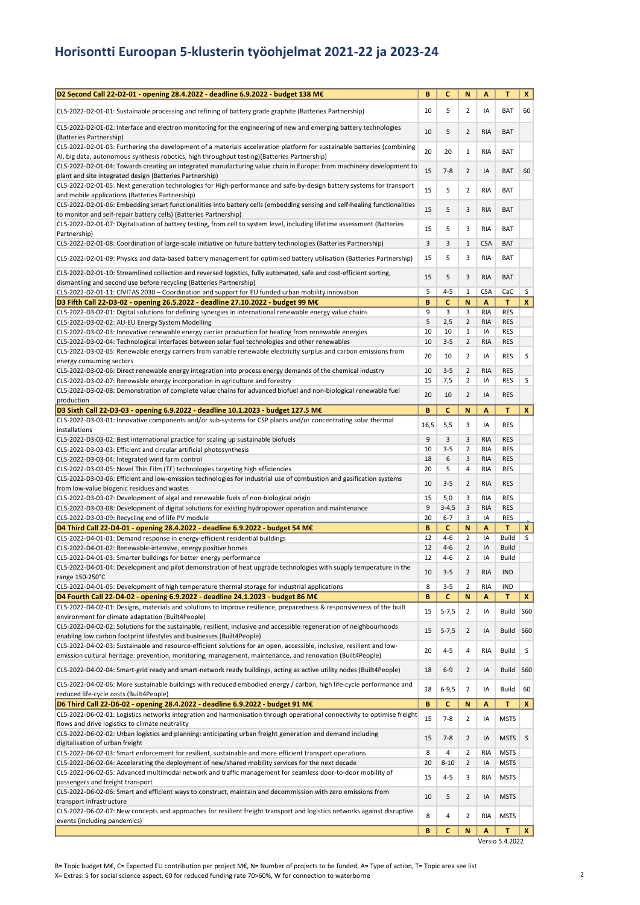# Horisontti Euroopan 5-klusterin työohjelmat 2021-22 ja 2023-24

| D2 Second Call 22-D2-01 - opening 28.4.2022 - deadline 6.9.2022 - budget 138 M€ | B | C | N | A | T | X |
|---|---|---|---|---|---|---|
| CL5-2022-D2-01-01: Sustainable processing and refining of battery grade graphite (Batteries Partnership) | 10 | 5 | 2 | IA | BAT | 60 |
| CL5-2022-D2-01-02: Interface and electron monitoring for the engineering of new and emerging battery technologies (Batteries Partnership) | 10 | 5 | 2 | RIA | BAT | |
| CL5-2022-D2-01-03: Furthering the development of a materials acceleration platform for sustainable batteries (combining AI, big data, autonomous synthesis robotics, high throughput testing)(Batteries Partnership) | 20 | 20 | 1 | RIA | BAT | |
| CL5-2022-D2-01-04: Towards creating an integrated manufacturing value chain in Europe: from machinery development to plant and site integrated design (Batteries Partnership) | 15 | 7-8 | 2 | IA | BAT | 60 |
| CL5-2022-D2-01-05: Next generation technologies for High-performance and safe-by-design battery systems for transport and mobile applications (Batteries Partnership) | 15 | 5 | 2 | RIA | BAT | |
| CL5-2022-D2-01-06: Embedding smart functionalities into battery cells (embedding sensing and self-healing functionalities to monitor and self-repair battery cells) (Batteries Partnership) | 15 | 5 | 3 | RIA | BAT | |
| CL5-2022-D2-01-07: Digitalisation of battery testing, from cell to system level, including lifetime assessment (Batteries Partnership) | 15 | 5 | 3 | RIA | BAT | |
| CL5-2022-D2-01-08: Coordination of large-scale initiative on future battery technologies (Batteries Partnership) | 3 | 3 | 1 | CSA | BAT | |
| CL5-2022-D2-01-09: Physics and data-based battery management for optimised battery utilisation (Batteries Partnership) | 15 | 5 | 3 | RIA | BAT | |
| CL5-2022-D2-01-10: Streamlined collection and reversed logistics, fully automated, safe and cost-efficient sorting, dismantling and second use before recycling (Batteries Partnership) | 15 | 5 | 3 | RIA | BAT | |
| CL5-2022-D2-01-11: CIVITAS 2030 – Coordination and support for EU funded urban mobility innovation | 5 | 4-5 | 1 | CSA | CaC | S |
| **D3 Fifth Call 22-D3-02 - opening 26.5.2022 - deadline 27.10.2022 - budget 99 M€** | **B** | **C** | **N** | **A** | **T** | **X** |
| CL5-2022-D3-02-01: Digital solutions for defining synergies in international renewable energy value chains | 9 | 3 | 3 | RIA | RES | |
| CL5-2022-D3-02-02: AU-EU Energy System Modelling | 5 | 2,5 | 2 | RIA | RES | |
| CL5-2022-D3-02-03: Innovative renewable energy carrier production for heating from renewable energies | 10 | 10 | 1 | IA | RES | |
| CL5-2022-D3-02-04: Technological interfaces between solar fuel technologies and other renewables | 10 | 3-5 | 2 | RIA | RES | |
| CL5-2022-D3-02-05: Renewable energy carriers from variable renewable electricity surplus and carbon emissions from energy consuming sectors | 20 | 10 | 2 | IA | RES | S |
| CL5-2022-D3-02-06: Direct renewable energy integration into process energy demands of the chemical industry | 10 | 3-5 | 2 | RIA | RES | |
| CL5-2022-D3-02-07: Renewable energy incorporation in agriculture and forestry | 15 | 7,5 | 2 | IA | RES | S |
| CL5-2022-D3-02-08: Demonstration of complete value chains for advanced biofuel and non-biological renewable fuel production | 20 | 10 | 2 | IA | RES | |
| **D3 Sixth Call 22-D3-03 - opening 6.9.2022 - deadline 10.1.2023 - budget 127.5 M€** | **B** | **C** | **N** | **A** | **T** | **X** |
| CL5-2022-D3-03-01: Innovative components and/or sub-systems for CSP plants and/or concentrating solar thermal installations | 16,5 | 5,5 | 3 | IA | RES | |
| CL5-2022-D3-03-02: Best international practice for scaling up sustainable biofuels | 9 | 3 | 3 | RIA | RES | |
| CL5-2022-D3-03-03: Efficient and circular artificial photosynthesis | 10 | 3-5 | 2 | RIA | RES | |
| CL5-2022-D3-03-04: Integrated wind farm control | 18 | 6 | 3 | RIA | RES | |
| CL5-2022-D3-03-05: Novel Thin Film (TF) technologies targeting high efficiencies | 20 | 5 | 4 | RIA | RES | |
| CL5-2022-D3-03-06: Efficient and low-emission technologies for industrial use of combustion and gasification systems from low-value biogenic residues and wastes | 10 | 3-5 | 2 | RIA | RES | |
| CL5-2022-D3-03-07: Development of algal and renewable fuels of non-biological origin | 15 | 5,0 | 3 | RIA | RES | |
| CL5-2022-D3-03-08: Development of digital solutions for existing hydropower operation and maintenance | 9 | 3-4,5 | 3 | RIA | RES | |
| CL5-2022-D3-03-09: Recycling end of life PV module | 20 | 6-7 | 3 | IA | RES | |
| **D4 Third Call 22-D4-01 - opening 28.4.2022 - deadline 6.9.2022 - budget 54 M€** | **B** | **C** | **N** | **A** | **T** | **X** |
| CL5-2022-D4-01-01: Demand response in energy-efficient residential buildings | 12 | 4-6 | 2 | IA | Build | S |
| CL5-2022-D4-01-02: Renewable-intensive, energy positive homes | 12 | 4-6 | 2 | IA | Build | |
| CL5-2022-D4-01-03: Smarter buildings for better energy performance | 12 | 4-6 | 2 | IA | Build | |
| CL5-2022-D4-01-04: Development and pilot demonstration of heat upgrade technologies with supply temperature in the range 150-250°C | 10 | 3-5 | 2 | RIA | IND | |
| CL5-2022-D4-01-05: Development of high temperature thermal storage for industrial applications | 8 | 3-5 | 2 | RIA | IND | |
| **D4 Fourth Call 22-D4-02 - opening 6.9.2022 - deadline 24.1.2023 - budget 86 M€** | **B** | **C** | **N** | **A** | **T** | **X** |
| CL5-2022-D4-02-01: Designs, materials and solutions to improve resilience, preparedness & responsiveness of the built environment for climate adaptation (Built4People) | 15 | 5-7,5 | 2 | IA | Build | S60 |
| CL5-2022-D4-02-02: Solutions for the sustainable, resilient, inclusive and accessible regeneration of neighbourhoods enabling low carbon footprint lifestyles and businesses (Built4People) | 15 | 5-7,5 | 2 | IA | Build | S60 |
| CL5-2022-D4-02-03: Sustainable and resource-efficient solutions for an open, accessible, inclusive, resilient and low-emission cultural heritage: prevention, monitoring, management, maintenance, and renovation (Built4People) | 20 | 4-5 | 4 | RIA | Build | S |
| CL5-2022-D4-02-04: Smart-grid ready and smart-network ready buildings, acting as active utility nodes (Built4People) | 18 | 6-9 | 2 | IA | Build | S60 |
| CL5-2022-D4-02-06: More sustainable buildings with reduced embodied energy / carbon, high life-cycle performance and reduced life-cycle costs (Built4People) | 18 | 6-9,5 | 2 | IA | Build | 60 |
| **D6 Third Call 22-D6-02 - opening 28.4.2022 - deadline 6.9.2022 - budget 91 M€** | **B** | **C** | **N** | **A** | **T** | **X** |
| CL5-2022-D6-02-01: Logistics networks integration and harmonisation through operational connectivity to optimise freight flows and drive logistics to climate neutrality | 15 | 7-8 | 2 | IA | MSTS | |
| CL5-2022-D6-02-02: Urban logistics and planning: anticipating urban freight generation and demand including digitalisation of urban freight | 15 | 7-8 | 2 | IA | MSTS | S |
| CL5-2022-D6-02-03: Smart enforcement for resilient, sustainable and more efficient transport operations | 8 | 4 | 2 | RIA | MSTS | |
| CL5-2022-D6-02-04: Accelerating the deployment of new/shared mobility services for the next decade | 20 | 8-10 | 2 | IA | MSTS | |
| CL5-2022-D6-02-05: Advanced multimodal network and traffic management for seamless door-to-door mobility of passengers and freight transport | 15 | 4-5 | 3 | RIA | MSTS | |
| CL5-2022-D6-02-06: Smart and efficient ways to construct, maintain and decommission with zero emissions from transport infrastructure | 10 | 5 | 2 | IA | MSTS | |
| CL5-2022-D6-02-07: New concepts and approaches for resilient freight transport and logistics networks against disruptive events (including pandemics) | 8 | 4 | 2 | RIA | MSTS | |
| | **B** | **C** | **N** | **A** | **T** | **X** |

Versio 5.4.2022

B= Topic budget M€, C= Expected EU contribution per project M€, N= Number of projects to be funded, A= Type of action, T= Topic area see list
X= Extras: S for social science aspect, 60 for reduced funding rate 70>60%, W for connection to waterborne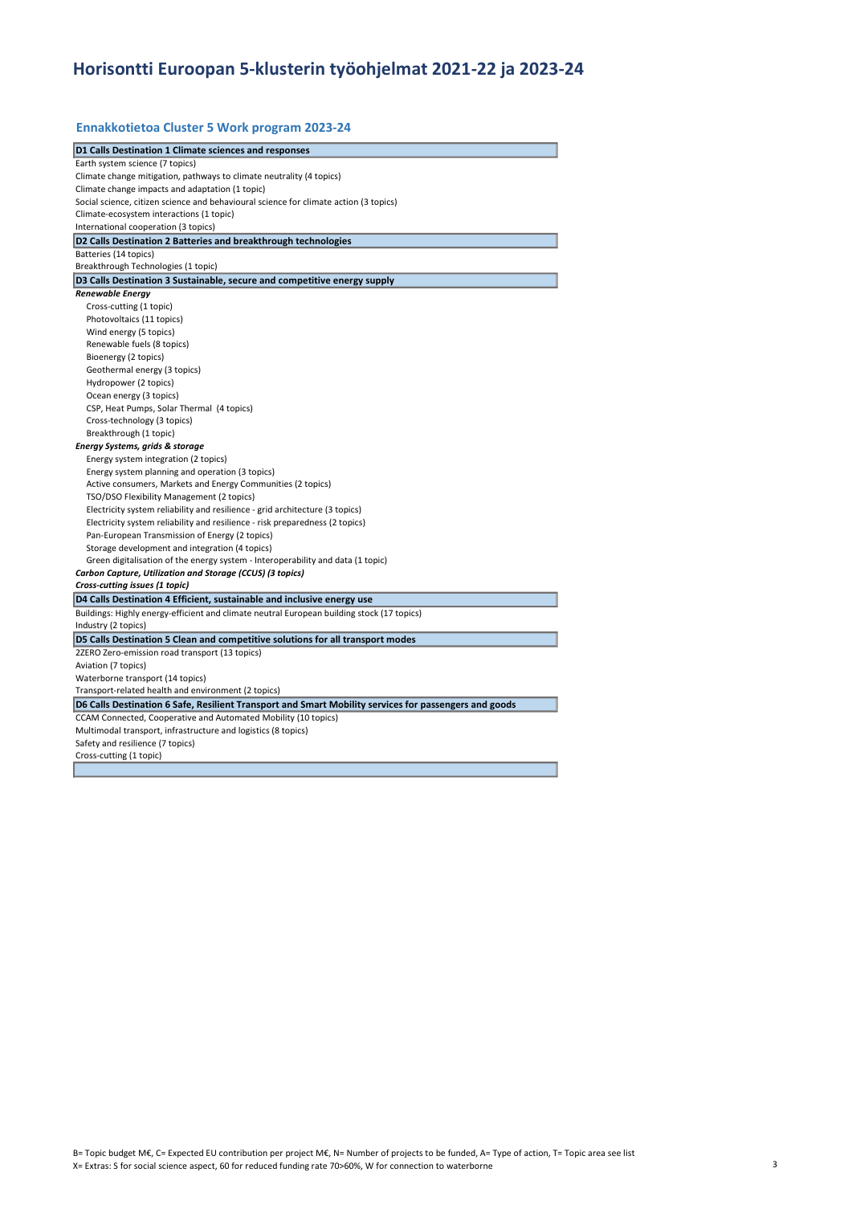# Horisontti Euroopan 5-klusterin työohjelmat 2021-22 ja 2023-24

## Ennakkotietoa Cluster 5 Work program 2023-24

**D1 Calls Destination 1 Climate sciences and responses**

Earth system science (7 topics)
Climate change mitigation, pathways to climate neutrality (4 topics)
Climate change impacts and adaptation (1 topic)
Social science, citizen science and behavioural science for climate action (3 topics)
Climate-ecosystem interactions (1 topic)
International cooperation (3 topics)

**D2 Calls Destination 2 Batteries and breakthrough technologies**

Batteries (14 topics)
Breakthrough Technologies (1 topic)

**D3 Calls Destination 3 Sustainable, secure and competitive energy supply**

***Renewable Energy***

- Cross-cutting (1 topic)
- Photovoltaics (11 topics)
- Wind energy (5 topics)
- Renewable fuels (8 topics)
- Bioenergy (2 topics)
- Geothermal energy (3 topics)
- Hydropower (2 topics)
- Ocean energy (3 topics)
- CSP, Heat Pumps, Solar Thermal (4 topics)
- Cross-technology (3 topics)
- Breakthrough (1 topic)

***Energy Systems, grids & storage***

- Energy system integration (2 topics)
- Energy system planning and operation (3 topics)
- Active consumers, Markets and Energy Communities (2 topics)
- TSO/DSO Flexibility Management (2 topics)
- Electricity system reliability and resilience - grid architecture (3 topics)
- Electricity system reliability and resilience - risk preparedness (2 topics)
- Pan-European Transmission of Energy (2 topics)
- Storage development and integration (4 topics)
- Green digitalisation of the energy system - Interoperability and data (1 topic)

***Carbon Capture, Utilization and Storage (CCUS) (3 topics)***

***Cross-cutting issues (1 topic)***

**D4 Calls Destination 4 Efficient, sustainable and inclusive energy use**

Buildings: Highly energy-efficient and climate neutral European building stock (17 topics)
Industry (2 topics)

**D5 Calls Destination 5 Clean and competitive solutions for all transport modes**

2ZERO Zero-emission road transport (13 topics)
Aviation (7 topics)
Waterborne transport (14 topics)
Transport-related health and environment (2 topics)

**D6 Calls Destination 6 Safe, Resilient Transport and Smart Mobility services for passengers and goods**

CCAM Connected, Cooperative and Automated Mobility (10 topics)
Multimodal transport, infrastructure and logistics (8 topics)
Safety and resilience (7 topics)
Cross-cutting (1 topic)

B= Topic budget M€, C= Expected EU contribution per project M€, N= Number of projects to be funded, A= Type of action, T= Topic area see list
X= Extras: S for social science aspect, 60 for reduced funding rate 70>60%, W for connection to waterborne